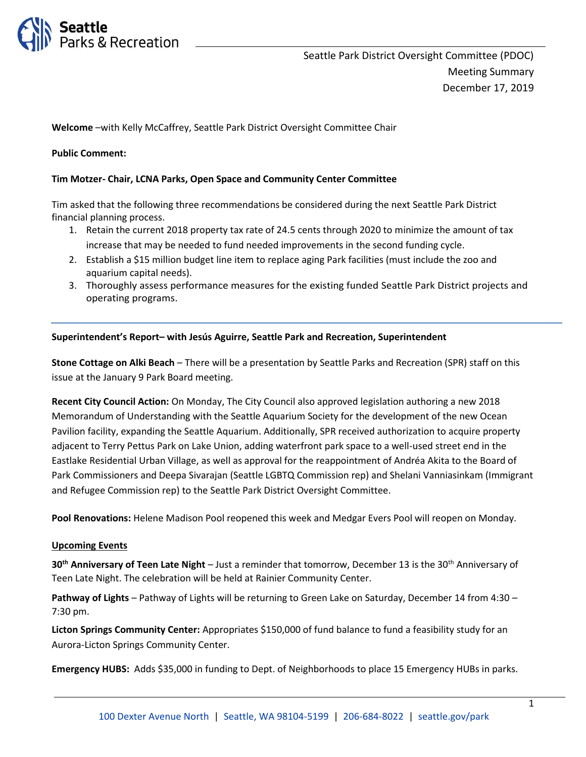Seattle Park District Oversight Committee (PDOC)
Meeting Summary
December 17, 2019

**Welcome** –with Kelly McCaffrey, Seattle Park District Oversight Committee Chair

**Public Comment:**

**Tim Motzer- Chair, LCNA Parks, Open Space and Community Center Committee**

Tim asked that the following three recommendations be considered during the next Seattle Park District financial planning process.

1. Retain the current 2018 property tax rate of 24.5 cents through 2020 to minimize the amount of tax increase that may be needed to fund needed improvements in the second funding cycle.
2. Establish a $15 million budget line item to replace aging Park facilities (must include the zoo and aquarium capital needs).
3. Thoroughly assess performance measures for the existing funded Seattle Park District projects and operating programs.

---

**Superintendent's Report– with Jesús Aguirre, Seattle Park and Recreation, Superintendent**

**Stone Cottage on Alki Beach** – There will be a presentation by Seattle Parks and Recreation (SPR) staff on this issue at the January 9 Park Board meeting.

**Recent City Council Action:** On Monday, The City Council also approved legislation authoring a new 2018 Memorandum of Understanding with the Seattle Aquarium Society for the development of the new Ocean Pavilion facility, expanding the Seattle Aquarium. Additionally, SPR received authorization to acquire property adjacent to Terry Pettus Park on Lake Union, adding waterfront park space to a well-used street end in the Eastlake Residential Urban Village, as well as approval for the reappointment of Andréa Akita to the Board of Park Commissioners and Deepa Sivarajan (Seattle LGBTQ Commission rep) and Shelani Vanniasinkam (Immigrant and Refugee Commission rep) to the Seattle Park District Oversight Committee.

**Pool Renovations:** Helene Madison Pool reopened this week and Medgar Evers Pool will reopen on Monday.

**Upcoming Events**

**30th Anniversary of Teen Late Night** – Just a reminder that tomorrow, December 13 is the 30th Anniversary of Teen Late Night. The celebration will be held at Rainier Community Center.

**Pathway of Lights** – Pathway of Lights will be returning to Green Lake on Saturday, December 14 from 4:30 – 7:30 pm.

**Licton Springs Community Center:** Appropriates $150,000 of fund balance to fund a feasibility study for an Aurora-Licton Springs Community Center.

**Emergency HUBS:** Adds $35,000 in funding to Dept. of Neighborhoods to place 15 Emergency HUBs in parks.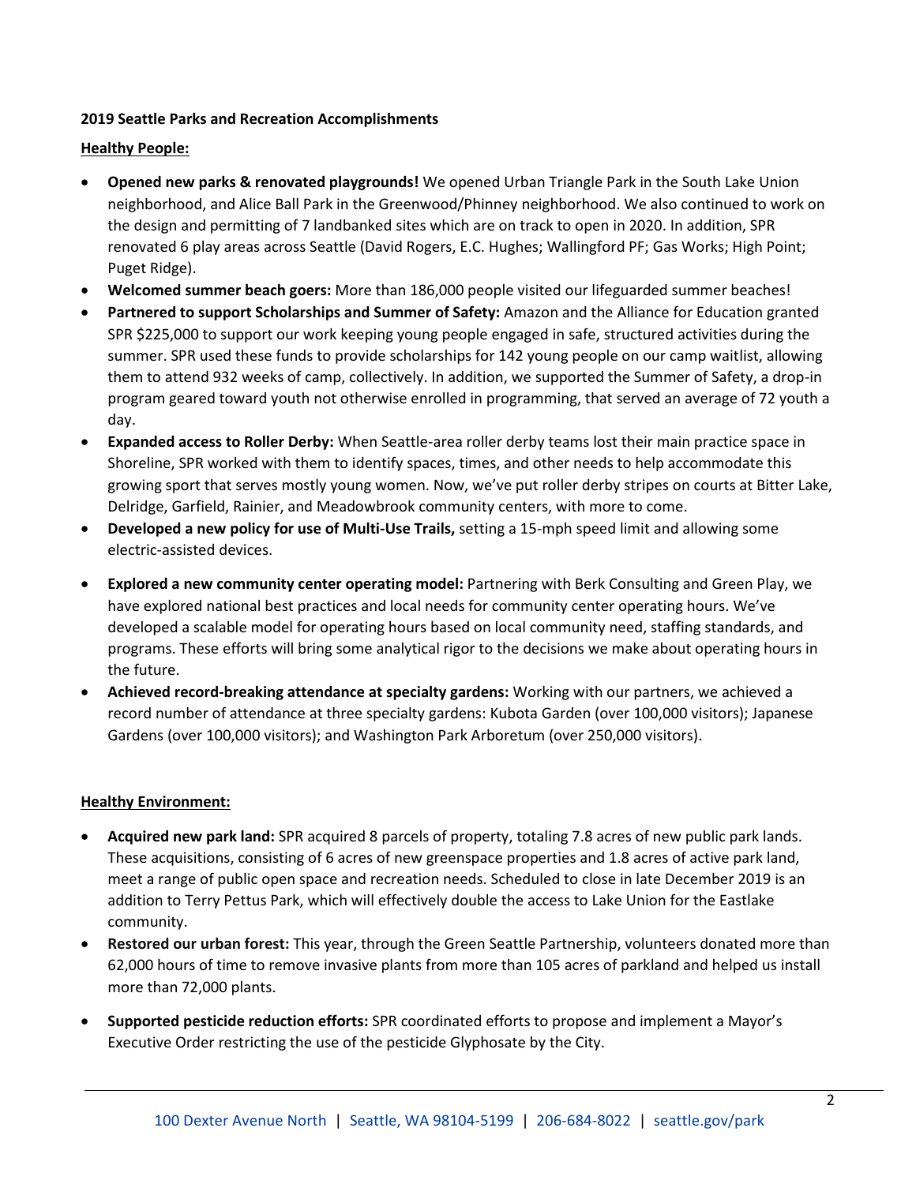**2019 Seattle Parks and Recreation Accomplishments**

**Healthy People:**

- **Opened new parks & renovated playgrounds!** We opened Urban Triangle Park in the South Lake Union neighborhood, and Alice Ball Park in the Greenwood/Phinney neighborhood. We also continued to work on the design and permitting of 7 landbanked sites which are on track to open in 2020. In addition, SPR renovated 6 play areas across Seattle (David Rogers, E.C. Hughes; Wallingford PF; Gas Works; High Point; Puget Ridge).
- **Welcomed summer beach goers:** More than 186,000 people visited our lifeguarded summer beaches!
- **Partnered to support Scholarships and Summer of Safety:** Amazon and the Alliance for Education granted SPR $225,000 to support our work keeping young people engaged in safe, structured activities during the summer. SPR used these funds to provide scholarships for 142 young people on our camp waitlist, allowing them to attend 932 weeks of camp, collectively. In addition, we supported the Summer of Safety, a drop-in program geared toward youth not otherwise enrolled in programming, that served an average of 72 youth a day.
- **Expanded access to Roller Derby:** When Seattle-area roller derby teams lost their main practice space in Shoreline, SPR worked with them to identify spaces, times, and other needs to help accommodate this growing sport that serves mostly young women. Now, we've put roller derby stripes on courts at Bitter Lake, Delridge, Garfield, Rainier, and Meadowbrook community centers, with more to come.
- **Developed a new policy for use of Multi-Use Trails,** setting a 15-mph speed limit and allowing some electric-assisted devices.
- **Explored a new community center operating model:** Partnering with Berk Consulting and Green Play, we have explored national best practices and local needs for community center operating hours. We've developed a scalable model for operating hours based on local community need, staffing standards, and programs. These efforts will bring some analytical rigor to the decisions we make about operating hours in the future.
- **Achieved record-breaking attendance at specialty gardens:** Working with our partners, we achieved a record number of attendance at three specialty gardens: Kubota Garden (over 100,000 visitors); Japanese Gardens (over 100,000 visitors); and Washington Park Arboretum (over 250,000 visitors).

**Healthy Environment:**

- **Acquired new park land:** SPR acquired 8 parcels of property, totaling 7.8 acres of new public park lands. These acquisitions, consisting of 6 acres of new greenspace properties and 1.8 acres of active park land, meet a range of public open space and recreation needs. Scheduled to close in late December 2019 is an addition to Terry Pettus Park, which will effectively double the access to Lake Union for the Eastlake community.
- **Restored our urban forest:** This year, through the Green Seattle Partnership, volunteers donated more than 62,000 hours of time to remove invasive plants from more than 105 acres of parkland and helped us install more than 72,000 plants.
- **Supported pesticide reduction efforts:** SPR coordinated efforts to propose and implement a Mayor's Executive Order restricting the use of the pesticide Glyphosate by the City.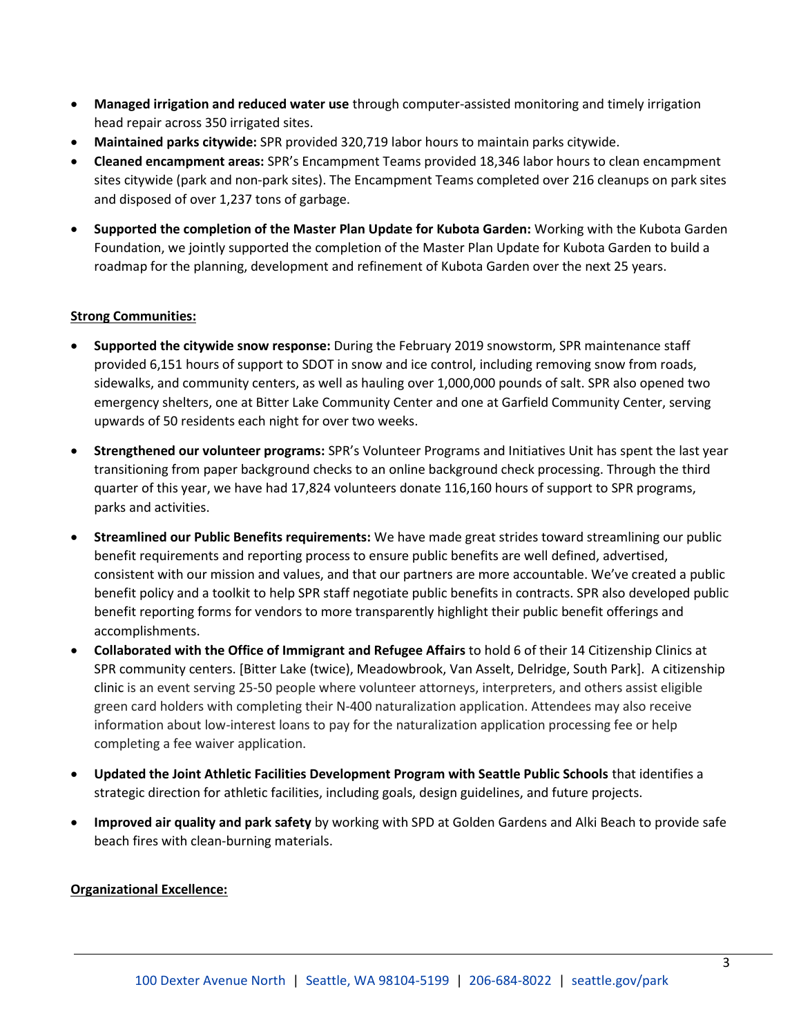- **Managed irrigation and reduced water use** through computer-assisted monitoring and timely irrigation head repair across 350 irrigated sites.
- **Maintained parks citywide:** SPR provided 320,719 labor hours to maintain parks citywide.
- **Cleaned encampment areas:** SPR's Encampment Teams provided 18,346 labor hours to clean encampment sites citywide (park and non-park sites). The Encampment Teams completed over 216 cleanups on park sites and disposed of over 1,237 tons of garbage.
- **Supported the completion of the Master Plan Update for Kubota Garden:** Working with the Kubota Garden Foundation, we jointly supported the completion of the Master Plan Update for Kubota Garden to build a roadmap for the planning, development and refinement of Kubota Garden over the next 25 years.

**Strong Communities:**

- **Supported the citywide snow response:** During the February 2019 snowstorm, SPR maintenance staff provided 6,151 hours of support to SDOT in snow and ice control, including removing snow from roads, sidewalks, and community centers, as well as hauling over 1,000,000 pounds of salt. SPR also opened two emergency shelters, one at Bitter Lake Community Center and one at Garfield Community Center, serving upwards of 50 residents each night for over two weeks.
- **Strengthened our volunteer programs:** SPR's Volunteer Programs and Initiatives Unit has spent the last year transitioning from paper background checks to an online background check processing. Through the third quarter of this year, we have had 17,824 volunteers donate 116,160 hours of support to SPR programs, parks and activities.
- **Streamlined our Public Benefits requirements:** We have made great strides toward streamlining our public benefit requirements and reporting process to ensure public benefits are well defined, advertised, consistent with our mission and values, and that our partners are more accountable. We've created a public benefit policy and a toolkit to help SPR staff negotiate public benefits in contracts. SPR also developed public benefit reporting forms for vendors to more transparently highlight their public benefit offerings and accomplishments.
- **Collaborated with the Office of Immigrant and Refugee Affairs** to hold 6 of their 14 Citizenship Clinics at SPR community centers. [Bitter Lake (twice), Meadowbrook, Van Asselt, Delridge, South Park]. A citizenship clinic is an event serving 25-50 people where volunteer attorneys, interpreters, and others assist eligible green card holders with completing their N-400 naturalization application. Attendees may also receive information about low-interest loans to pay for the naturalization application processing fee or help completing a fee waiver application.
- **Updated the Joint Athletic Facilities Development Program with Seattle Public Schools** that identifies a strategic direction for athletic facilities, including goals, design guidelines, and future projects.
- **Improved air quality and park safety** by working with SPD at Golden Gardens and Alki Beach to provide safe beach fires with clean-burning materials.

**Organizational Excellence:**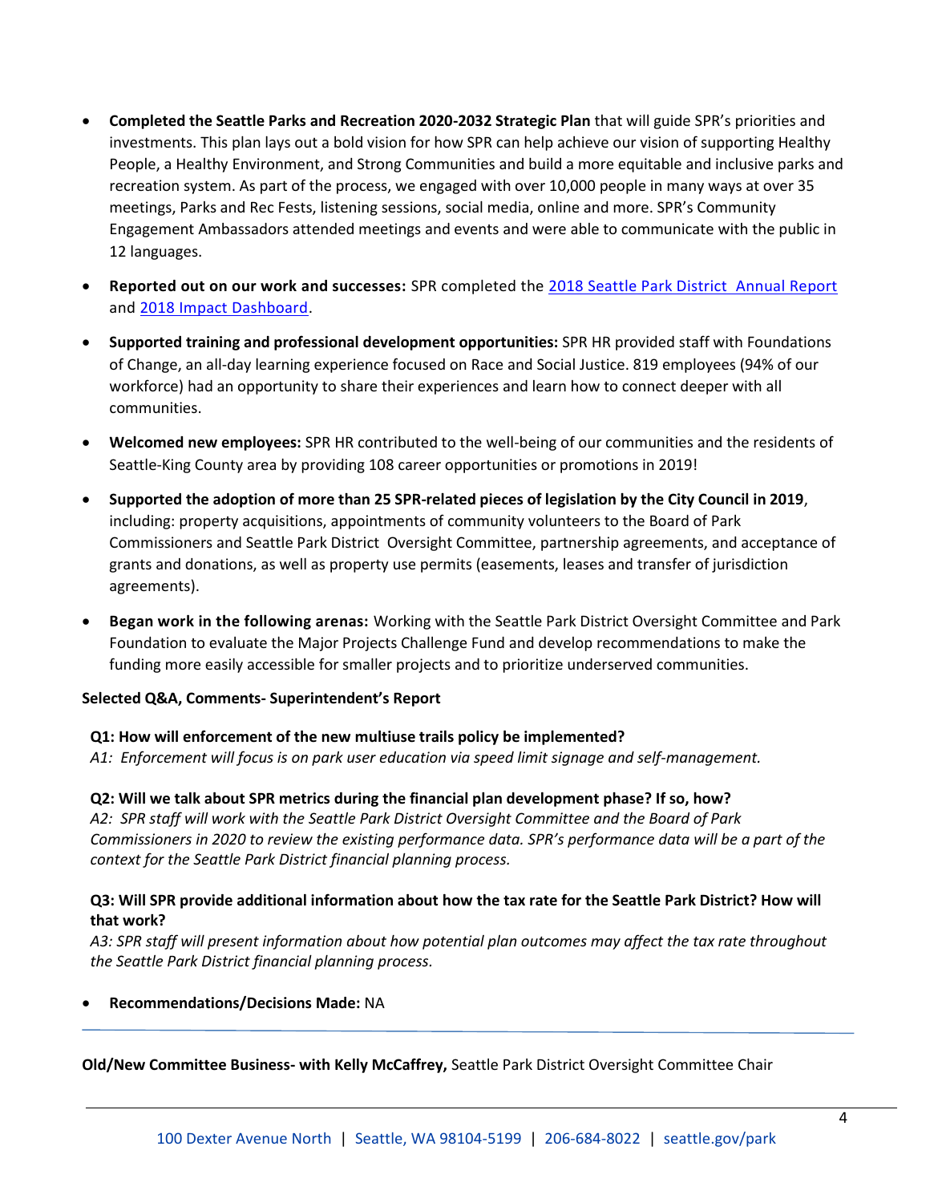- **Completed the Seattle Parks and Recreation 2020-2032 Strategic Plan** that will guide SPR's priorities and investments. This plan lays out a bold vision for how SPR can help achieve our vision of supporting Healthy People, a Healthy Environment, and Strong Communities and build a more equitable and inclusive parks and recreation system. As part of the process, we engaged with over 10,000 people in many ways at over 35 meetings, Parks and Rec Fests, listening sessions, social media, online and more. SPR's Community Engagement Ambassadors attended meetings and events and were able to communicate with the public in 12 languages.

- **Reported out on our work and successes:** SPR completed the [2018 Seattle Park District Annual Report] and [2018 Impact Dashboard].

- **Supported training and professional development opportunities:** SPR HR provided staff with Foundations of Change, an all-day learning experience focused on Race and Social Justice. 819 employees (94% of our workforce) had an opportunity to share their experiences and learn how to connect deeper with all communities.

- **Welcomed new employees:** SPR HR contributed to the well-being of our communities and the residents of Seattle-King County area by providing 108 career opportunities or promotions in 2019!

- **Supported the adoption of more than 25 SPR-related pieces of legislation by the City Council in 2019**, including: property acquisitions, appointments of community volunteers to the Board of Park Commissioners and Seattle Park District Oversight Committee, partnership agreements, and acceptance of grants and donations, as well as property use permits (easements, leases and transfer of jurisdiction agreements).

- **Began work in the following arenas:** Working with the Seattle Park District Oversight Committee and Park Foundation to evaluate the Major Projects Challenge Fund and develop recommendations to make the funding more easily accessible for smaller projects and to prioritize underserved communities.

**Selected Q&A, Comments- Superintendent's Report**

**Q1: How will enforcement of the new multiuse trails policy be implemented?**
*A1: Enforcement will focus is on park user education via speed limit signage and self-management.*

**Q2: Will we talk about SPR metrics during the financial plan development phase? If so, how?**
*A2: SPR staff will work with the Seattle Park District Oversight Committee and the Board of Park Commissioners in 2020 to review the existing performance data. SPR's performance data will be a part of the context for the Seattle Park District financial planning process.*

**Q3: Will SPR provide additional information about how the tax rate for the Seattle Park District? How will that work?**
*A3: SPR staff will present information about how potential plan outcomes may affect the tax rate throughout the Seattle Park District financial planning process.*

- **Recommendations/Decisions Made:** NA

---

**Old/New Committee Business- with Kelly McCaffrey,** Seattle Park District Oversight Committee Chair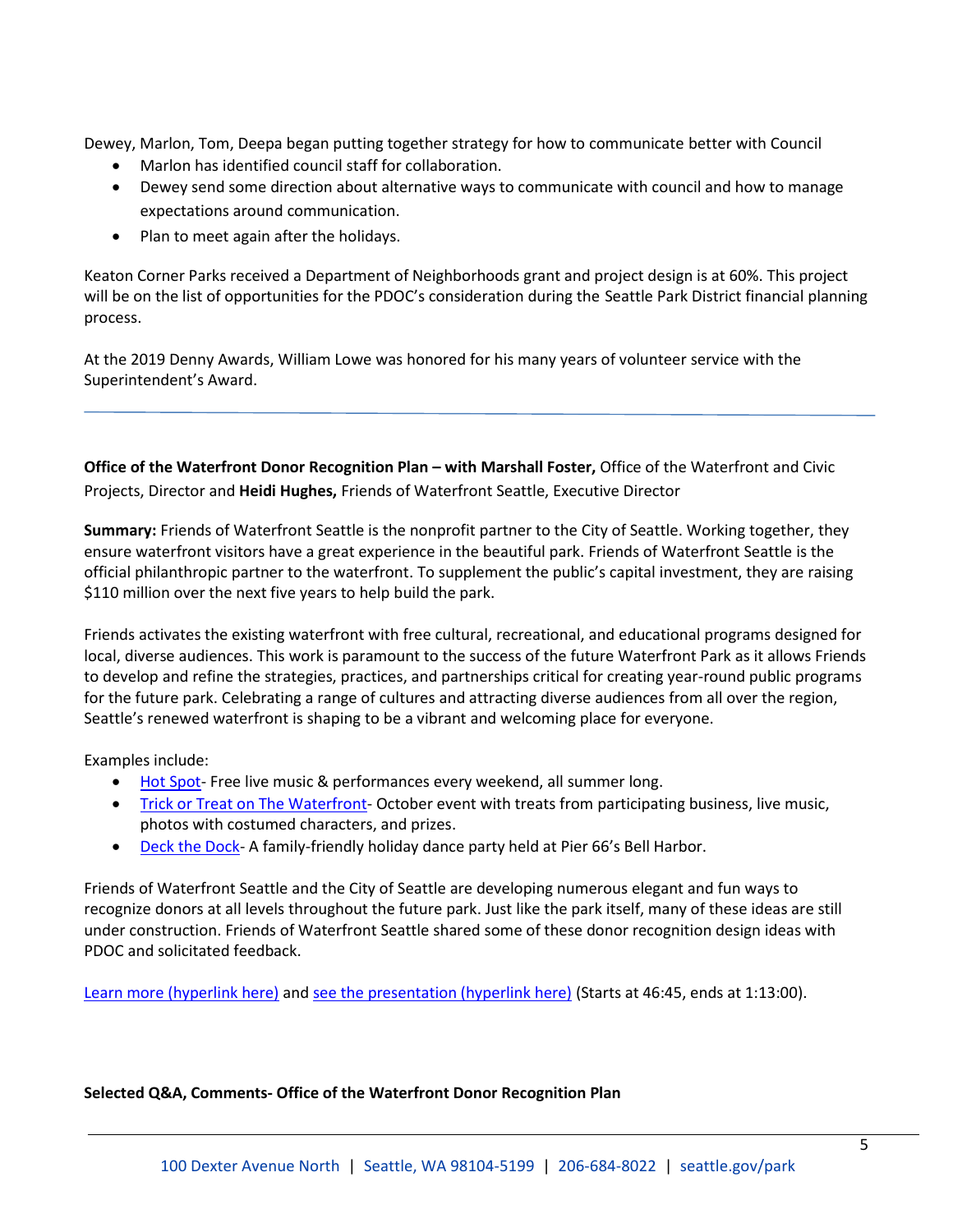Dewey, Marlon, Tom, Deepa began putting together strategy for how to communicate better with Council

- Marlon has identified council staff for collaboration.
- Dewey send some direction about alternative ways to communicate with council and how to manage expectations around communication.
- Plan to meet again after the holidays.

Keaton Corner Parks received a Department of Neighborhoods grant and project design is at 60%. This project will be on the list of opportunities for the PDOC's consideration during the Seattle Park District financial planning process.

At the 2019 Denny Awards, William Lowe was honored for his many years of volunteer service with the Superintendent's Award.

---

**Office of the Waterfront Donor Recognition Plan – with Marshall Foster,** Office of the Waterfront and Civic Projects, Director and **Heidi Hughes,** Friends of Waterfront Seattle, Executive Director

**Summary:** Friends of Waterfront Seattle is the nonprofit partner to the City of Seattle. Working together, they ensure waterfront visitors have a great experience in the beautiful park. Friends of Waterfront Seattle is the official philanthropic partner to the waterfront. To supplement the public's capital investment, they are raising $110 million over the next five years to help build the park.

Friends activates the existing waterfront with free cultural, recreational, and educational programs designed for local, diverse audiences. This work is paramount to the success of the future Waterfront Park as it allows Friends to develop and refine the strategies, practices, and partnerships critical for creating year-round public programs for the future park. Celebrating a range of cultures and attracting diverse audiences from all over the region, Seattle's renewed waterfront is shaping to be a vibrant and welcoming place for everyone.

Examples include:

- Hot Spot- Free live music & performances every weekend, all summer long.
- Trick or Treat on The Waterfront- October event with treats from participating business, live music, photos with costumed characters, and prizes.
- Deck the Dock- A family-friendly holiday dance party held at Pier 66's Bell Harbor.

Friends of Waterfront Seattle and the City of Seattle are developing numerous elegant and fun ways to recognize donors at all levels throughout the future park. Just like the park itself, many of these ideas are still under construction. Friends of Waterfront Seattle shared some of these donor recognition design ideas with PDOC and solicited feedback.

Learn more (hyperlink here) and see the presentation (hyperlink here) (Starts at 46:45, ends at 1:13:00).

**Selected Q&A, Comments- Office of the Waterfront Donor Recognition Plan**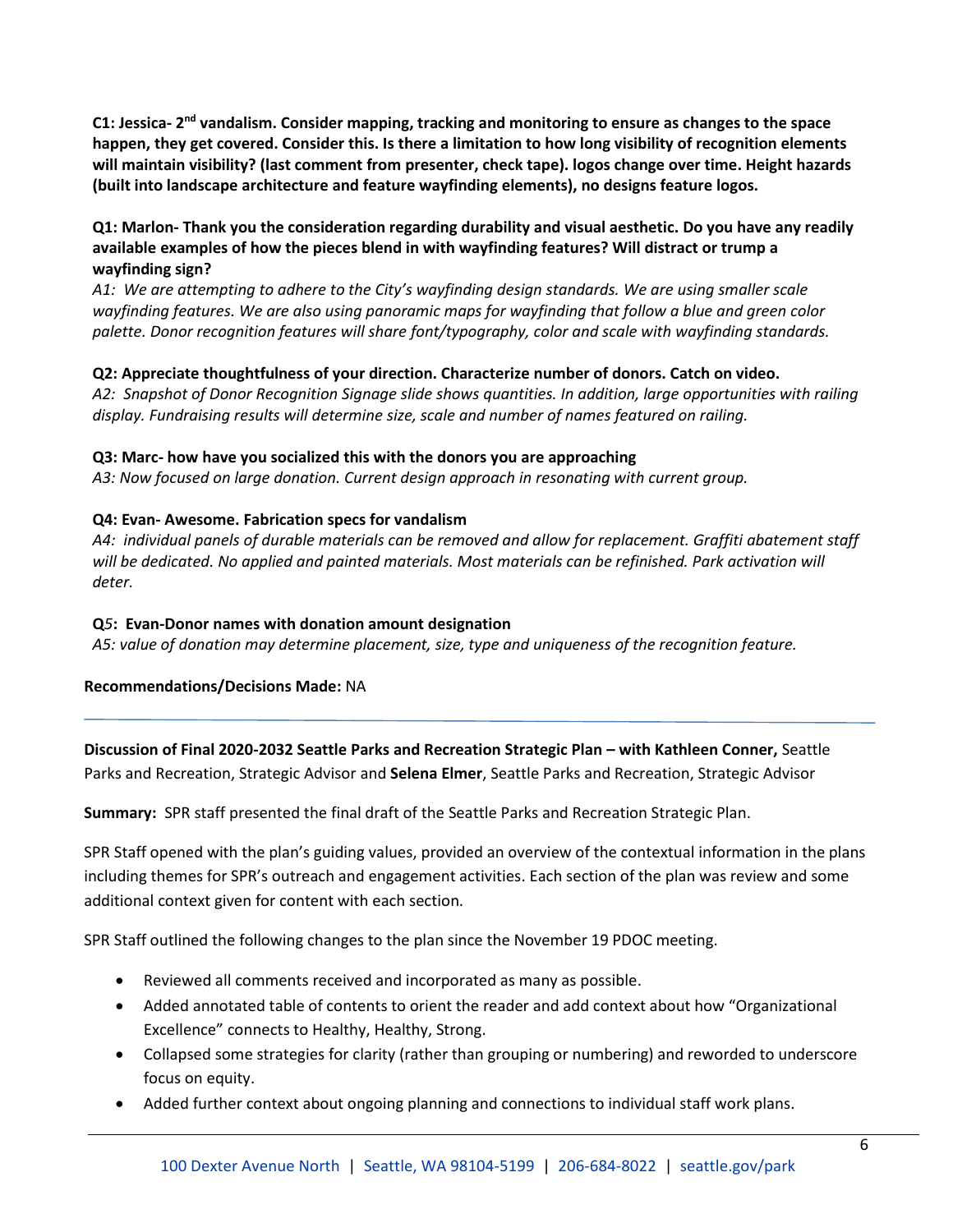**C1: Jessica- 2nd vandalism. Consider mapping, tracking and monitoring to ensure as changes to the space happen, they get covered. Consider this. Is there a limitation to how long visibility of recognition elements will maintain visibility? (last comment from presenter, check tape). logos change over time. Height hazards (built into landscape architecture and feature wayfinding elements), no designs feature logos.**

**Q1: Marlon- Thank you the consideration regarding durability and visual aesthetic. Do you have any readily available examples of how the pieces blend in with wayfinding features? Will distract or trump a wayfinding sign?**

*A1: We are attempting to adhere to the City's wayfinding design standards. We are using smaller scale wayfinding features. We are also using panoramic maps for wayfinding that follow a blue and green color palette. Donor recognition features will share font/typography, color and scale with wayfinding standards.*

**Q2: Appreciate thoughtfulness of your direction. Characterize number of donors. Catch on video.**

*A2: Snapshot of Donor Recognition Signage slide shows quantities. In addition, large opportunities with railing display. Fundraising results will determine size, scale and number of names featured on railing.*

**Q3: Marc- how have you socialized this with the donors you are approaching**

*A3: Now focused on large donation. Current design approach in resonating with current group.*

**Q4: Evan- Awesome. Fabrication specs for vandalism**

*A4: individual panels of durable materials can be removed and allow for replacement. Graffiti abatement staff will be dedicated. No applied and painted materials. Most materials can be refinished. Park activation will deter.*

**Q5: Evan-Donor names with donation amount designation**

*A5: value of donation may determine placement, size, type and uniqueness of the recognition feature.*

**Recommendations/Decisions Made:** NA

---

**Discussion of Final 2020-2032 Seattle Parks and Recreation Strategic Plan – with Kathleen Conner,** Seattle Parks and Recreation, Strategic Advisor and **Selena Elmer**, Seattle Parks and Recreation, Strategic Advisor

**Summary:** SPR staff presented the final draft of the Seattle Parks and Recreation Strategic Plan.

SPR Staff opened with the plan's guiding values, provided an overview of the contextual information in the plans including themes for SPR's outreach and engagement activities. Each section of the plan was review and some additional context given for content with each section.

SPR Staff outlined the following changes to the plan since the November 19 PDOC meeting.

- Reviewed all comments received and incorporated as many as possible.
- Added annotated table of contents to orient the reader and add context about how "Organizational Excellence" connects to Healthy, Healthy, Strong.
- Collapsed some strategies for clarity (rather than grouping or numbering) and reworded to underscore focus on equity.
- Added further context about ongoing planning and connections to individual staff work plans.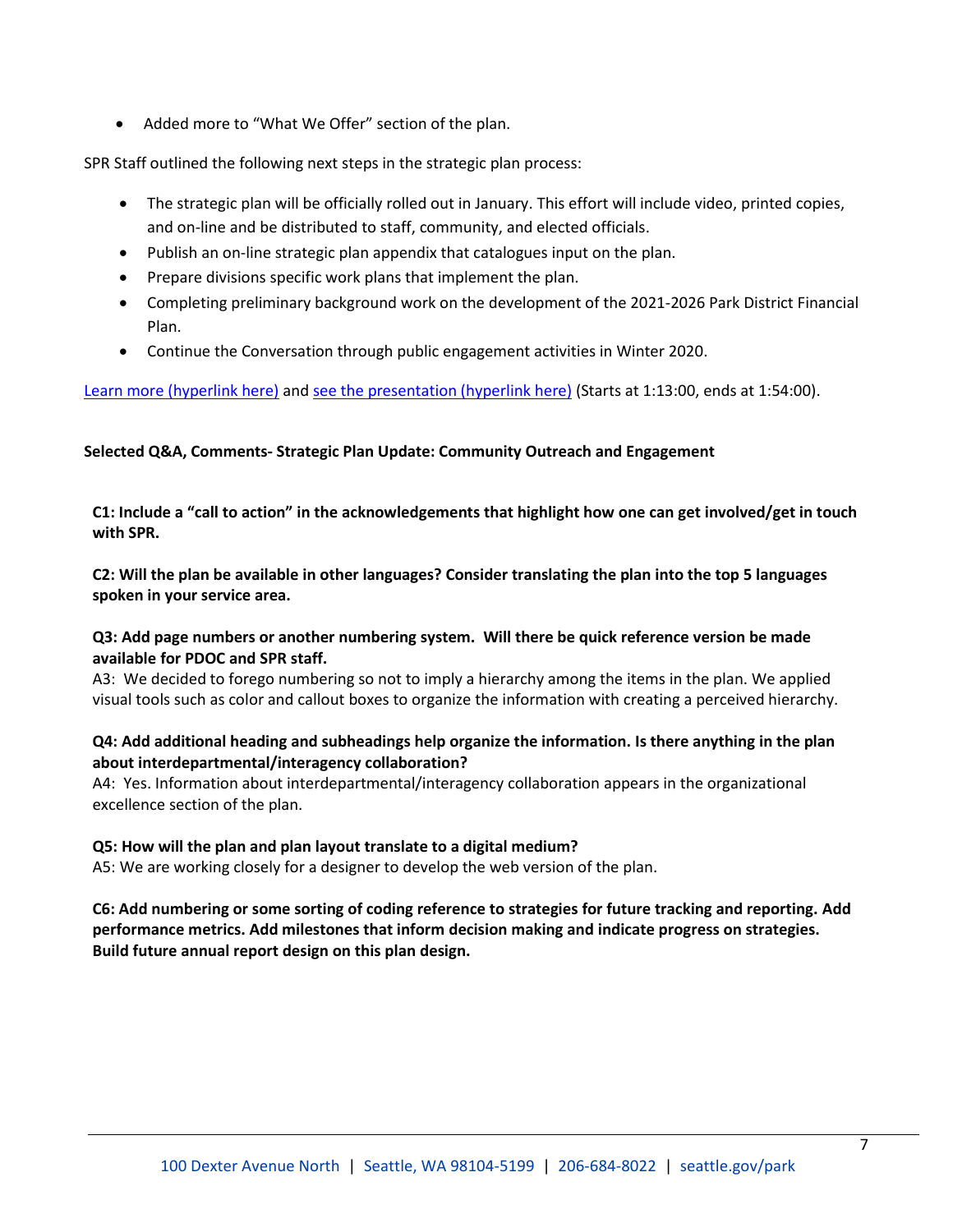- Added more to "What We Offer" section of the plan.

SPR Staff outlined the following next steps in the strategic plan process:

- The strategic plan will be officially rolled out in January. This effort will include video, printed copies, and on-line and be distributed to staff, community, and elected officials.
- Publish an on-line strategic plan appendix that catalogues input on the plan.
- Prepare divisions specific work plans that implement the plan.
- Completing preliminary background work on the development of the 2021-2026 Park District Financial Plan.
- Continue the Conversation through public engagement activities in Winter 2020.

Learn more (hyperlink here) and see the presentation (hyperlink here) (Starts at 1:13:00, ends at 1:54:00).

**Selected Q&A, Comments- Strategic Plan Update: Community Outreach and Engagement**

**C1: Include a "call to action" in the acknowledgements that highlight how one can get involved/get in touch with SPR.**

**C2: Will the plan be available in other languages? Consider translating the plan into the top 5 languages spoken in your service area.**

**Q3: Add page numbers or another numbering system. Will there be quick reference version be made available for PDOC and SPR staff.**

A3: We decided to forego numbering so not to imply a hierarchy among the items in the plan. We applied visual tools such as color and callout boxes to organize the information with creating a perceived hierarchy.

**Q4: Add additional heading and subheadings help organize the information. Is there anything in the plan about interdepartmental/interagency collaboration?**

A4: Yes. Information about interdepartmental/interagency collaboration appears in the organizational excellence section of the plan.

**Q5: How will the plan and plan layout translate to a digital medium?**

A5: We are working closely for a designer to develop the web version of the plan.

**C6: Add numbering or some sorting of coding reference to strategies for future tracking and reporting. Add performance metrics. Add milestones that inform decision making and indicate progress on strategies. Build future annual report design on this plan design.**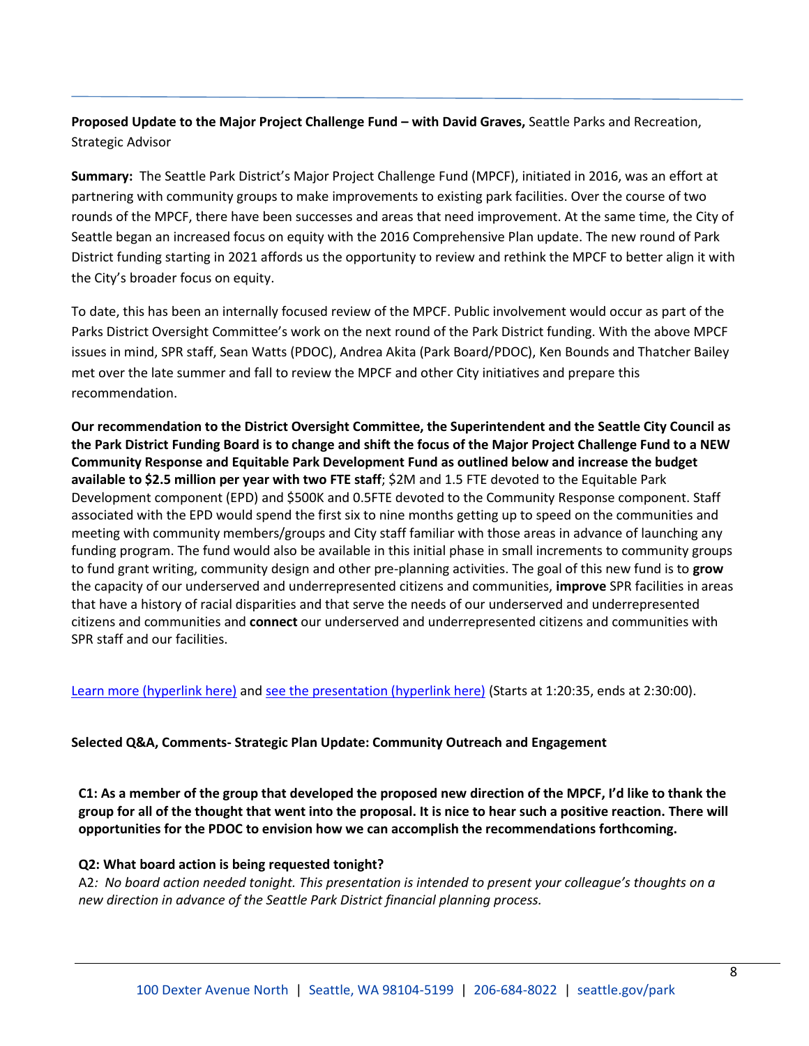**Proposed Update to the Major Project Challenge Fund – with David Graves,** Seattle Parks and Recreation, Strategic Advisor

**Summary:** The Seattle Park District's Major Project Challenge Fund (MPCF), initiated in 2016, was an effort at partnering with community groups to make improvements to existing park facilities. Over the course of two rounds of the MPCF, there have been successes and areas that need improvement. At the same time, the City of Seattle began an increased focus on equity with the 2016 Comprehensive Plan update. The new round of Park District funding starting in 2021 affords us the opportunity to review and rethink the MPCF to better align it with the City's broader focus on equity.

To date, this has been an internally focused review of the MPCF. Public involvement would occur as part of the Parks District Oversight Committee's work on the next round of the Park District funding. With the above MPCF issues in mind, SPR staff, Sean Watts (PDOC), Andrea Akita (Park Board/PDOC), Ken Bounds and Thatcher Bailey met over the late summer and fall to review the MPCF and other City initiatives and prepare this recommendation.

**Our recommendation to the District Oversight Committee, the Superintendent and the Seattle City Council as the Park District Funding Board is to change and shift the focus of the Major Project Challenge Fund to a NEW Community Response and Equitable Park Development Fund as outlined below and increase the budget available to $2.5 million per year with two FTE staff**; $2M and 1.5 FTE devoted to the Equitable Park Development component (EPD) and $500K and 0.5FTE devoted to the Community Response component. Staff associated with the EPD would spend the first six to nine months getting up to speed on the communities and meeting with community members/groups and City staff familiar with those areas in advance of launching any funding program. The fund would also be available in this initial phase in small increments to community groups to fund grant writing, community design and other pre-planning activities. The goal of this new fund is to **grow** the capacity of our underserved and underrepresented citizens and communities, **improve** SPR facilities in areas that have a history of racial disparities and that serve the needs of our underserved and underrepresented citizens and communities and **connect** our underserved and underrepresented citizens and communities with SPR staff and our facilities.

[Learn more (hyperlink here)] and [see the presentation (hyperlink here)] (Starts at 1:20:35, ends at 2:30:00).

**Selected Q&A, Comments- Strategic Plan Update: Community Outreach and Engagement**

**C1: As a member of the group that developed the proposed new direction of the MPCF, I'd like to thank the group for all of the thought that went into the proposal. It is nice to hear such a positive reaction. There will opportunities for the PDOC to envision how we can accomplish the recommendations forthcoming.**

**Q2: What board action is being requested tonight?**
A2*: No board action needed tonight. This presentation is intended to present your colleague's thoughts on a new direction in advance of the Seattle Park District financial planning process.*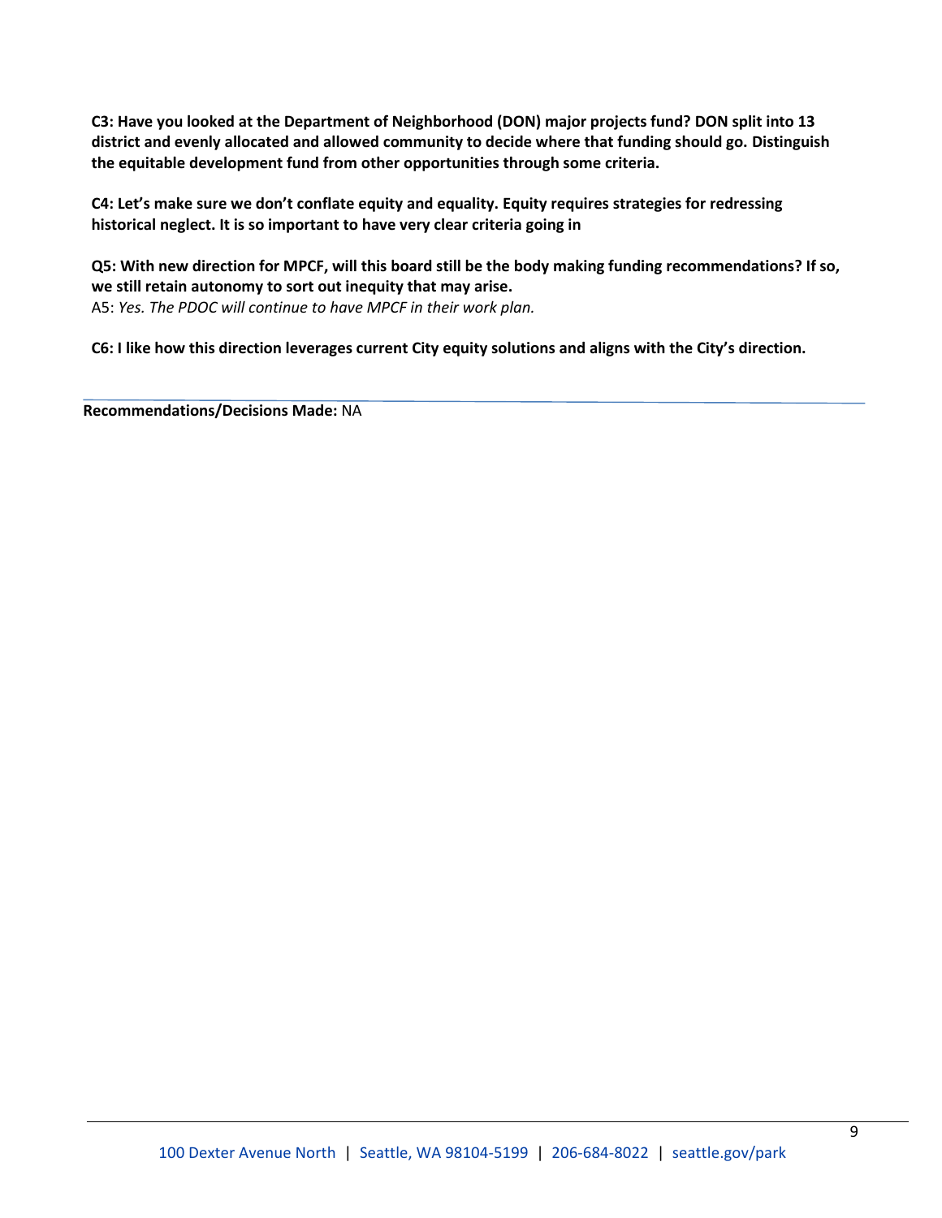**C3: Have you looked at the Department of Neighborhood (DON) major projects fund? DON split into 13 district and evenly allocated and allowed community to decide where that funding should go. Distinguish the equitable development fund from other opportunities through some criteria.**

**C4: Let's make sure we don't conflate equity and equality. Equity requires strategies for redressing historical neglect. It is so important to have very clear criteria going in**

**Q5: With new direction for MPCF, will this board still be the body making funding recommendations? If so, we still retain autonomy to sort out inequity that may arise.**
A5: *Yes. The PDOC will continue to have MPCF in their work plan.*

**C6: I like how this direction leverages current City equity solutions and aligns with the City's direction.**

---

**Recommendations/Decisions Made:** NA